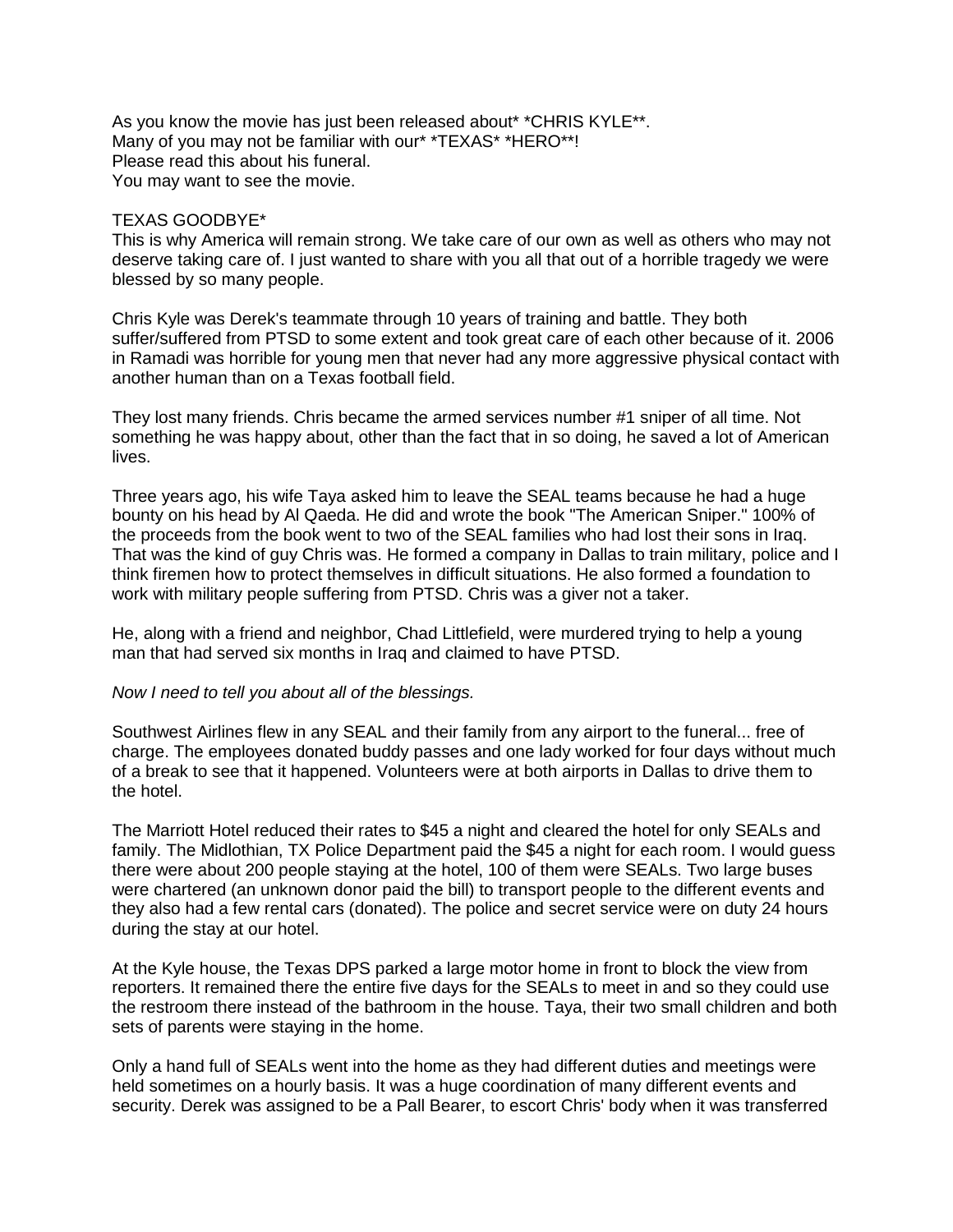As you know the movie has just been released about* *CHRIS KYLE**.
Many of you may not be familiar with our* *TEXAS* *HERO**!
Please read this about his funeral.
You may want to see the movie.

TEXAS GOODBYE*
This is why America will remain strong. We take care of our own as well as others who may not deserve taking care of. I just wanted to share with you all that out of a horrible tragedy we were blessed by so many people.

Chris Kyle was Derek's teammate through 10 years of training and battle. They both suffer/suffered from PTSD to some extent and took great care of each other because of it. 2006 in Ramadi was horrible for young men that never had any more aggressive physical contact with another human than on a Texas football field.

They lost many friends. Chris became the armed services number #1 sniper of all time. Not something he was happy about, other than the fact that in so doing, he saved a lot of American lives.

Three years ago, his wife Taya asked him to leave the SEAL teams because he had a huge bounty on his head by Al Qaeda. He did and wrote the book "The American Sniper." 100% of the proceeds from the book went to two of the SEAL families who had lost their sons in Iraq. That was the kind of guy Chris was. He formed a company in Dallas to train military, police and I think firemen how to protect themselves in difficult situations. He also formed a foundation to work with military people suffering from PTSD. Chris was a giver not a taker.

He, along with a friend and neighbor, Chad Littlefield, were murdered trying to help a young man that had served six months in Iraq and claimed to have PTSD.

*Now I need to tell you about all of the blessings.*

Southwest Airlines flew in any SEAL and their family from any airport to the funeral... free of charge. The employees donated buddy passes and one lady worked for four days without much of a break to see that it happened. Volunteers were at both airports in Dallas to drive them to the hotel.

The Marriott Hotel reduced their rates to $45 a night and cleared the hotel for only SEALs and family. The Midlothian, TX Police Department paid the $45 a night for each room. I would guess there were about 200 people staying at the hotel, 100 of them were SEALs. Two large buses were chartered (an unknown donor paid the bill) to transport people to the different events and they also had a few rental cars (donated). The police and secret service were on duty 24 hours during the stay at our hotel.

At the Kyle house, the Texas DPS parked a large motor home in front to block the view from reporters. It remained there the entire five days for the SEALs to meet in and so they could use the restroom there instead of the bathroom in the house. Taya, their two small children and both sets of parents were staying in the home.

Only a hand full of SEALs went into the home as they had different duties and meetings were held sometimes on a hourly basis. It was a huge coordination of many different events and security. Derek was assigned to be a Pall Bearer, to escort Chris' body when it was transferred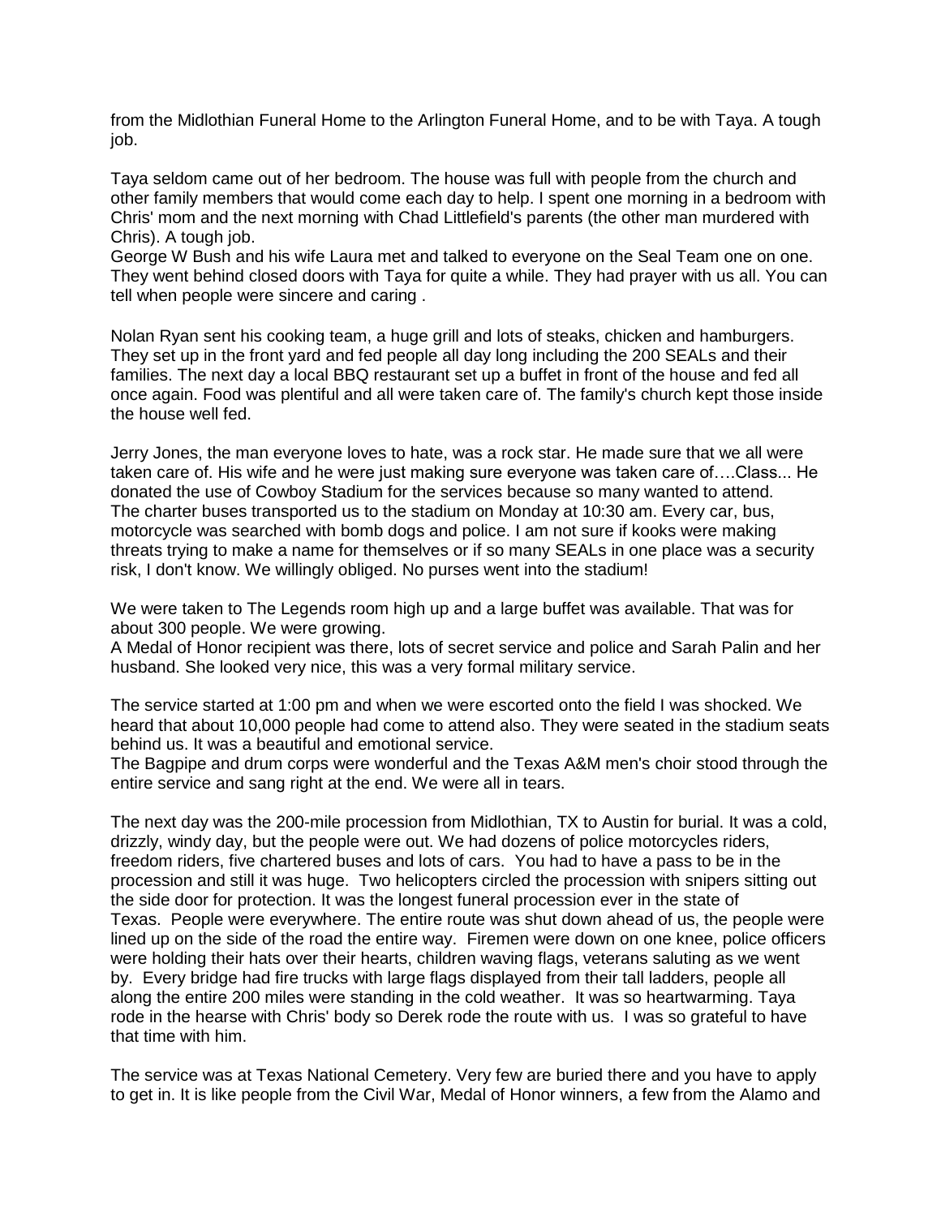from the Midlothian Funeral Home to the Arlington Funeral Home, and to be with Taya. A tough job.

Taya seldom came out of her bedroom. The house was full with people from the church and other family members that would come each day to help. I spent one morning in a bedroom with Chris' mom and the next morning with Chad Littlefield's parents (the other man murdered with Chris). A tough job.
George W Bush and his wife Laura met and talked to everyone on the Seal Team one on one. They went behind closed doors with Taya for quite a while. They had prayer with us all. You can tell when people were sincere and caring .

Nolan Ryan sent his cooking team, a huge grill and lots of steaks, chicken and hamburgers. They set up in the front yard and fed people all day long including the 200 SEALs and their families. The next day a local BBQ restaurant set up a buffet in front of the house and fed all once again. Food was plentiful and all were taken care of. The family's church kept those inside the house well fed.

Jerry Jones, the man everyone loves to hate, was a rock star. He made sure that we all were taken care of. His wife and he were just making sure everyone was taken care of….Class... He donated the use of Cowboy Stadium for the services because so many wanted to attend.
The charter buses transported us to the stadium on Monday at 10:30 am. Every car, bus, motorcycle was searched with bomb dogs and police. I am not sure if kooks were making threats trying to make a name for themselves or if so many SEALs in one place was a security risk, I don't know. We willingly obliged. No purses went into the stadium!

We were taken to The Legends room high up and a large buffet was available. That was for about 300 people. We were growing.
A Medal of Honor recipient was there, lots of secret service and police and Sarah Palin and her husband. She looked very nice, this was a very formal military service.

The service started at 1:00 pm and when we were escorted onto the field I was shocked. We heard that about 10,000 people had come to attend also. They were seated in the stadium seats behind us. It was a beautiful and emotional service.
The Bagpipe and drum corps were wonderful and the Texas A&M men's choir stood through the entire service and sang right at the end. We were all in tears.

The next day was the 200-mile procession from Midlothian, TX to Austin for burial. It was a cold, drizzly, windy day, but the people were out. We had dozens of police motorcycles riders, freedom riders, five chartered buses and lots of cars. You had to have a pass to be in the procession and still it was huge. Two helicopters circled the procession with snipers sitting out the side door for protection. It was the longest funeral procession ever in the state of Texas. People were everywhere. The entire route was shut down ahead of us, the people were lined up on the side of the road the entire way. Firemen were down on one knee, police officers were holding their hats over their hearts, children waving flags, veterans saluting as we went by. Every bridge had fire trucks with large flags displayed from their tall ladders, people all along the entire 200 miles were standing in the cold weather. It was so heartwarming. Taya rode in the hearse with Chris' body so Derek rode the route with us. I was so grateful to have that time with him.

The service was at Texas National Cemetery. Very few are buried there and you have to apply to get in. It is like people from the Civil War, Medal of Honor winners, a few from the Alamo and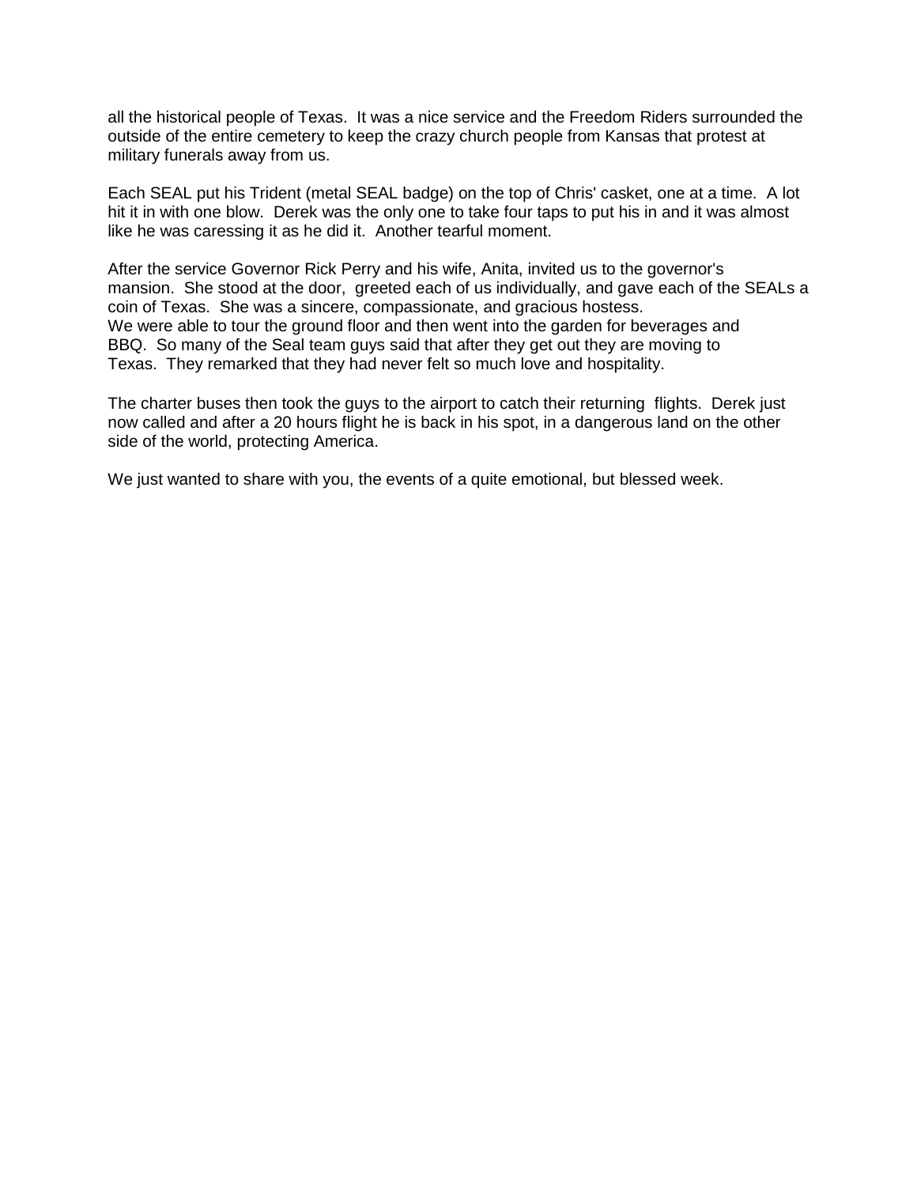all the historical people of Texas. It was a nice service and the Freedom Riders surrounded the outside of the entire cemetery to keep the crazy church people from Kansas that protest at military funerals away from us.

Each SEAL put his Trident (metal SEAL badge) on the top of Chris' casket, one at a time. A lot hit it in with one blow. Derek was the only one to take four taps to put his in and it was almost like he was caressing it as he did it. Another tearful moment.

After the service Governor Rick Perry and his wife, Anita, invited us to the governor's mansion. She stood at the door, greeted each of us individually, and gave each of the SEALs a coin of Texas. She was a sincere, compassionate, and gracious hostess.
We were able to tour the ground floor and then went into the garden for beverages and BBQ. So many of the Seal team guys said that after they get out they are moving to Texas. They remarked that they had never felt so much love and hospitality.

The charter buses then took the guys to the airport to catch their returning flights. Derek just now called and after a 20 hours flight he is back in his spot, in a dangerous land on the other side of the world, protecting America.

We just wanted to share with you, the events of a quite emotional, but blessed week.